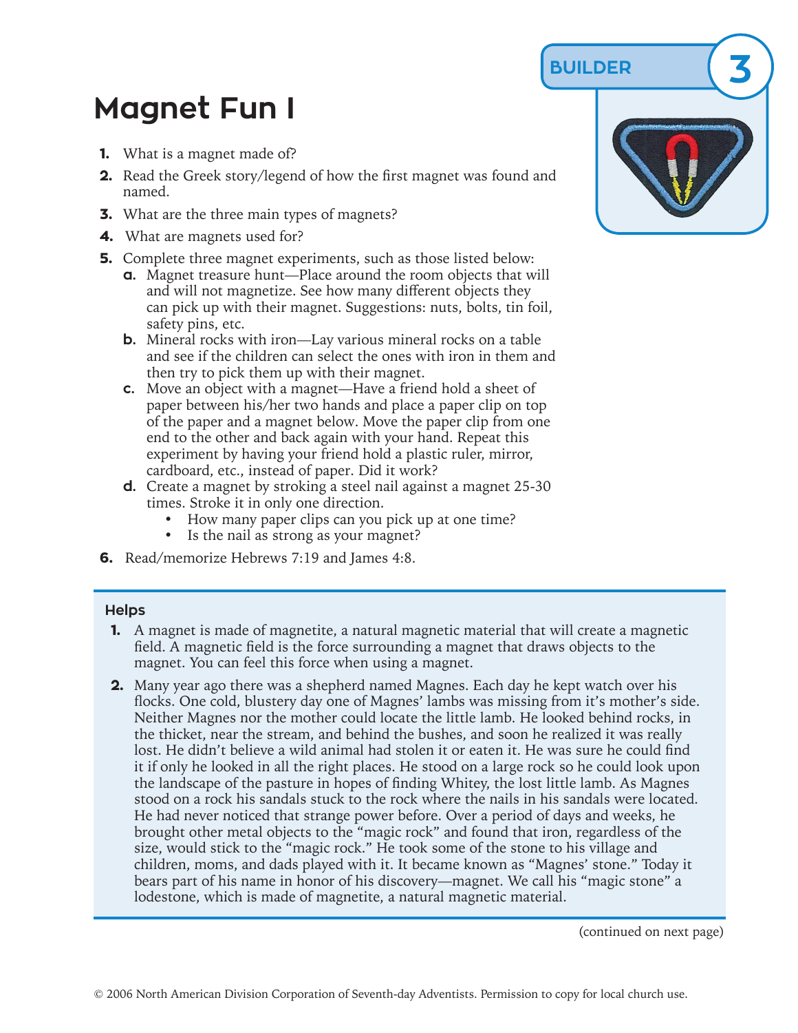BUILDER 3

# Magnet Fun I

1. What is a magnet made of?
2. Read the Greek story/legend of how the first magnet was found and named.
3. What are the three main types of magnets?
4. What are magnets used for?
5. Complete three magnet experiments, such as those listed below:
   a. Magnet treasure hunt—Place around the room objects that will and will not magnetize. See how many different objects they can pick up with their magnet. Suggestions: nuts, bolts, tin foil, safety pins, etc.
   b. Mineral rocks with iron—Lay various mineral rocks on a table and see if the children can select the ones with iron in them and then try to pick them up with their magnet.
   c. Move an object with a magnet—Have a friend hold a sheet of paper between his/her two hands and place a paper clip on top of the paper and a magnet below. Move the paper clip from one end to the other and back again with your hand. Repeat this experiment by having your friend hold a plastic ruler, mirror, cardboard, etc., instead of paper. Did it work?
   d. Create a magnet by stroking a steel nail against a magnet 25-30 times. Stroke it in only one direction.
      - How many paper clips can you pick up at one time?
      - Is the nail as strong as your magnet?
6. Read/memorize Hebrews 7:19 and James 4:8.

### Helps

1. A magnet is made of magnetite, a natural magnetic material that will create a magnetic field. A magnetic field is the force surrounding a magnet that draws objects to the magnet. You can feel this force when using a magnet.
2. Many year ago there was a shepherd named Magnes. Each day he kept watch over his flocks. One cold, blustery day one of Magnes' lambs was missing from it's mother's side. Neither Magnes nor the mother could locate the little lamb. He looked behind rocks, in the thicket, near the stream, and behind the bushes, and soon he realized it was really lost. He didn't believe a wild animal had stolen it or eaten it. He was sure he could find it if only he looked in all the right places. He stood on a large rock so he could look upon the landscape of the pasture in hopes of finding Whitey, the lost little lamb. As Magnes stood on a rock his sandals stuck to the rock where the nails in his sandals were located. He had never noticed that strange power before. Over a period of days and weeks, he brought other metal objects to the "magic rock" and found that iron, regardless of the size, would stick to the "magic rock." He took some of the stone to his village and children, moms, and dads played with it. It became known as "Magnes' stone." Today it bears part of his name in honor of his discovery—magnet. We call his "magic stone" a lodestone, which is made of magnetite, a natural magnetic material.

(continued on next page)

© 2006 North American Division Corporation of Seventh-day Adventists. Permission to copy for local church use.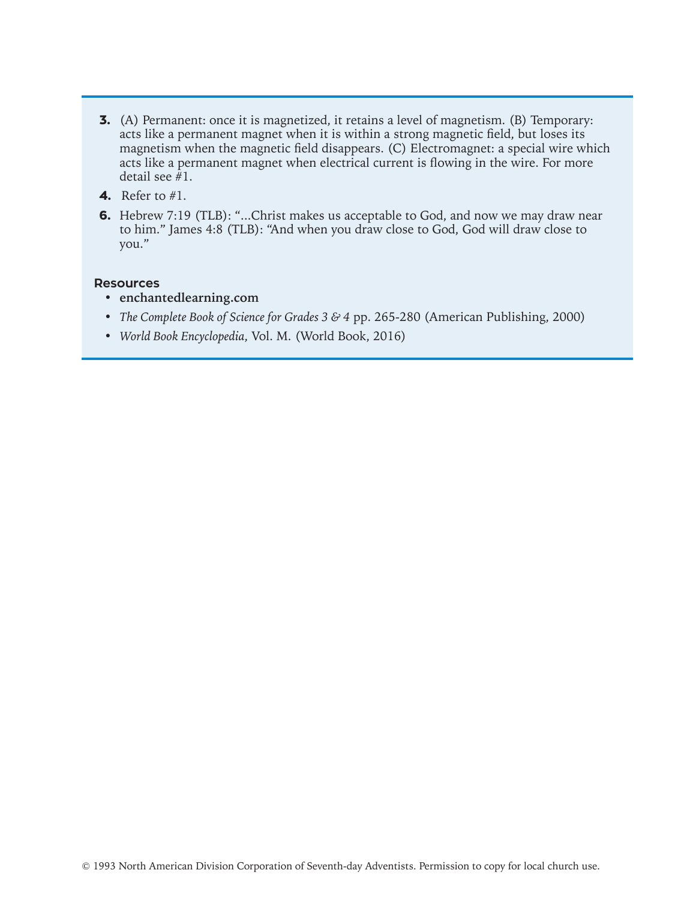3. (A) Permanent: once it is magnetized, it retains a level of magnetism. (B) Temporary: acts like a permanent magnet when it is within a strong magnetic field, but loses its magnetism when the magnetic field disappears. (C) Electromagnet: a special wire which acts like a permanent magnet when electrical current is flowing in the wire. For more detail see #1.
4. Refer to #1.
6. Hebrew 7:19 (TLB): "...Christ makes us acceptable to God, and now we may draw near to him." James 4:8 (TLB): "And when you draw close to God, God will draw close to you."

**Resources**

- **enchantedlearning.com**
- *The Complete Book of Science for Grades 3 & 4* pp. 265-280 (American Publishing, 2000)
- *World Book Encyclopedia*, Vol. M. (World Book, 2016)

© 1993 North American Division Corporation of Seventh-day Adventists. Permission to copy for local church use.